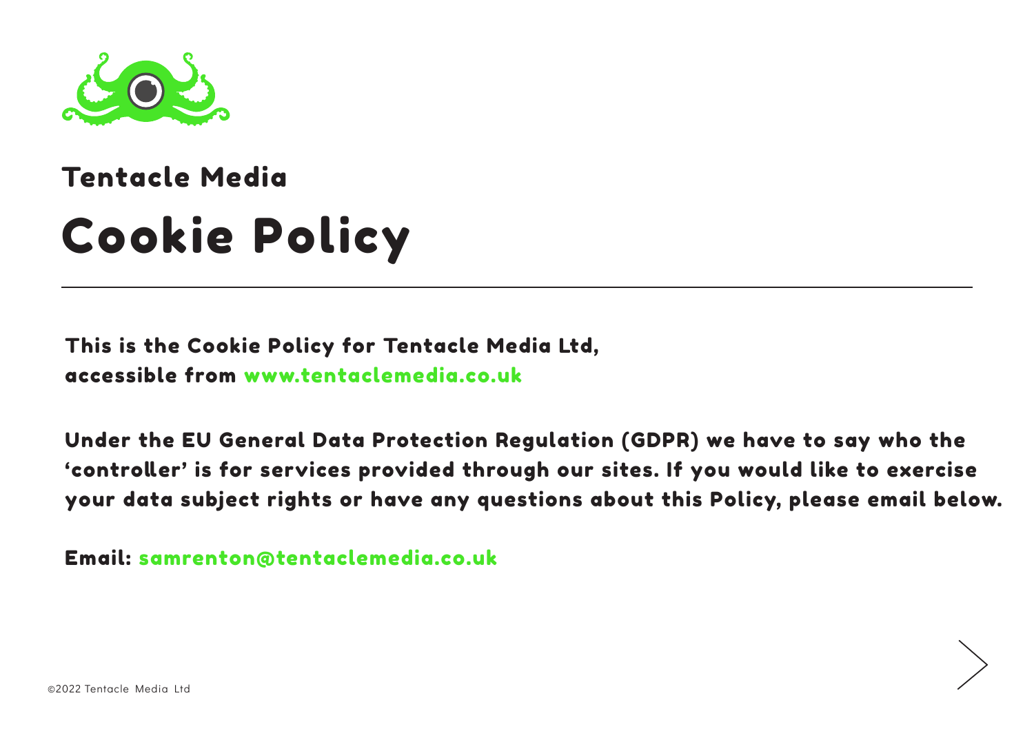## Tentacle Media

# Cookie Policy

---

**This is the Cookie Policy for Tentacle Media Ltd, accessible from www.tentaclemedia.co.uk**

**Under the EU General Data Protection Regulation (GDPR) we have to say who the 'controller' is for services provided through our sites. If you would like to exercise your data subject rights or have any questions about this Policy, please email below.**

**Email: samrenton@tentaclemedia.co.uk**

©2022 Tentacle Media Ltd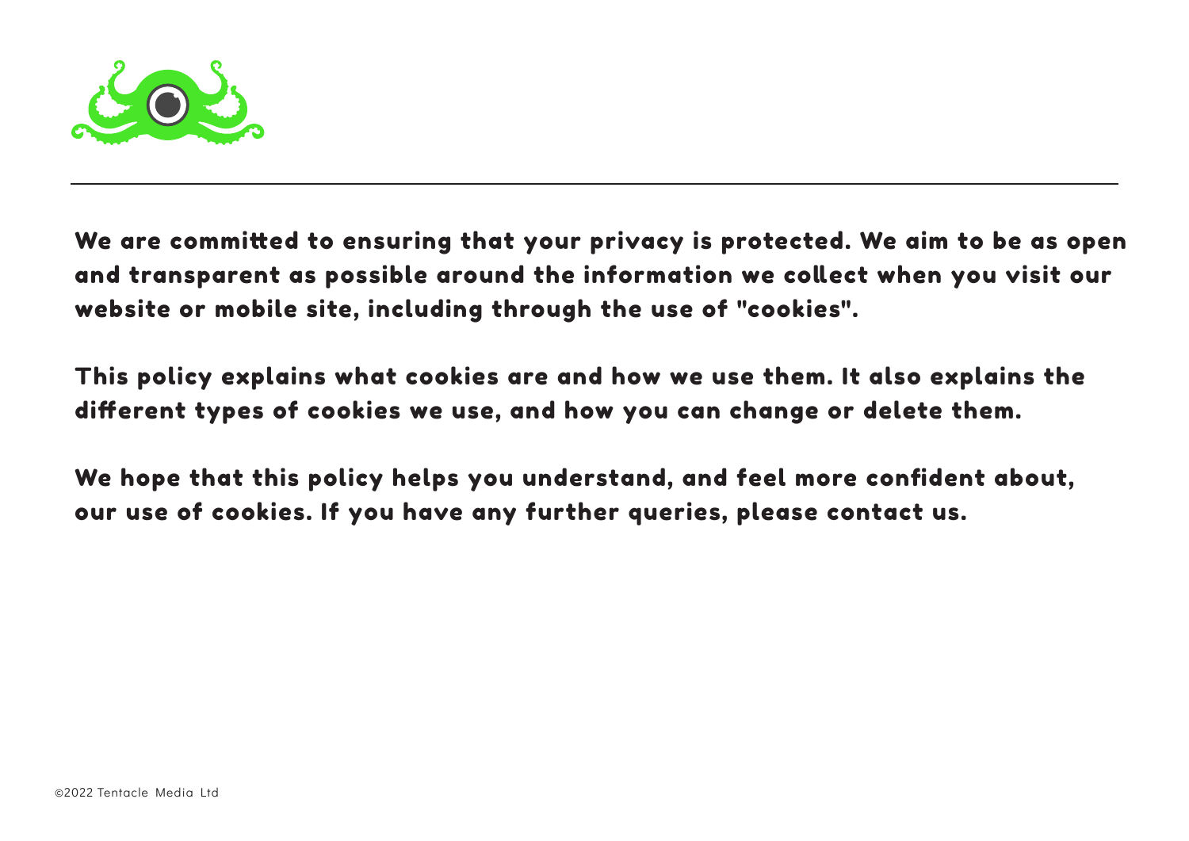We are committed to ensuring that your privacy is protected. We aim to be as open and transparent as possible around the information we collect when you visit our website or mobile site, including through the use of "cookies".

This policy explains what cookies are and how we use them. It also explains the different types of cookies we use, and how you can change or delete them.

We hope that this policy helps you understand, and feel more confident about, our use of cookies. If you have any further queries, please contact us.

©2022 Tentacle Media Ltd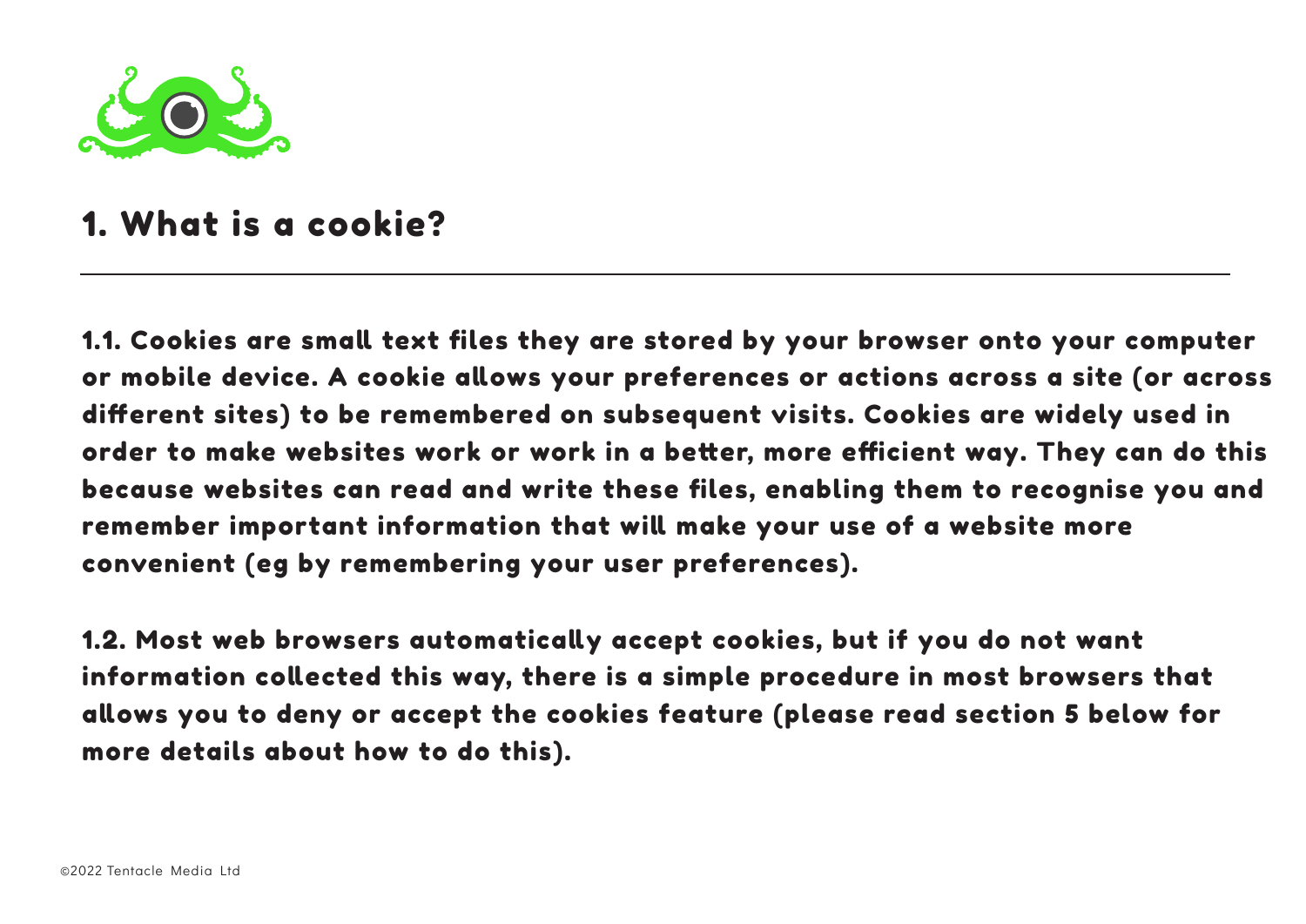# 1. What is a cookie?

1.1. Cookies are small text files they are stored by your browser onto your computer or mobile device. A cookie allows your preferences or actions across a site (or across different sites) to be remembered on subsequent visits. Cookies are widely used in order to make websites work or work in a better, more efficient way. They can do this because websites can read and write these files, enabling them to recognise you and remember important information that will make your use of a website more convenient (eg by remembering your user preferences).

1.2. Most web browsers automatically accept cookies, but if you do not want information collected this way, there is a simple procedure in most browsers that allows you to deny or accept the cookies feature (please read section 5 below for more details about how to do this).

©2022 Tentacle Media Ltd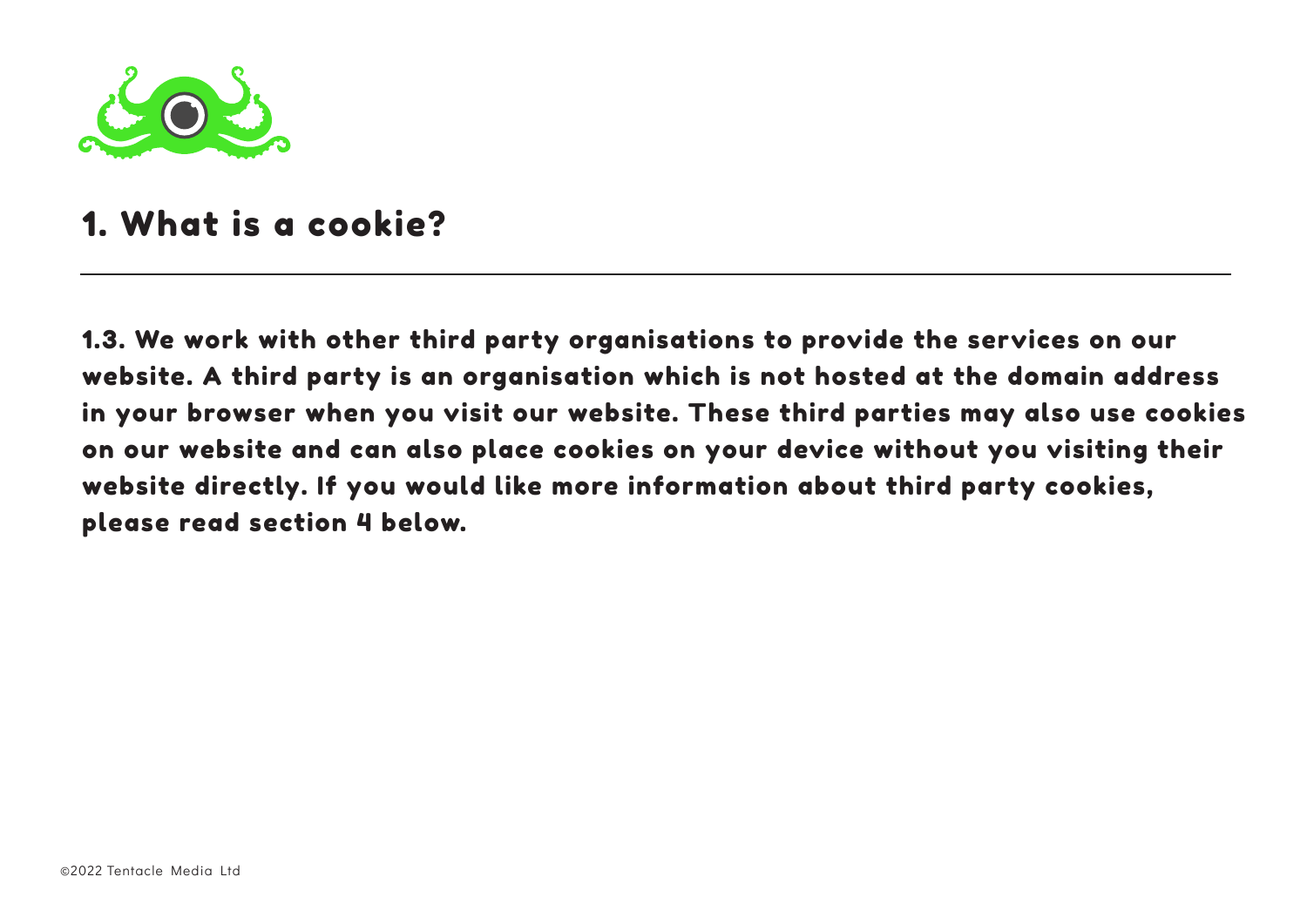## 1. What is a cookie?

**1.3. We work with other third party organisations to provide the services on our website. A third party is an organisation which is not hosted at the domain address in your browser when you visit our website. These third parties may also use cookies on our website and can also place cookies on your device without you visiting their website directly. If you would like more information about third party cookies, please read section 4 below.**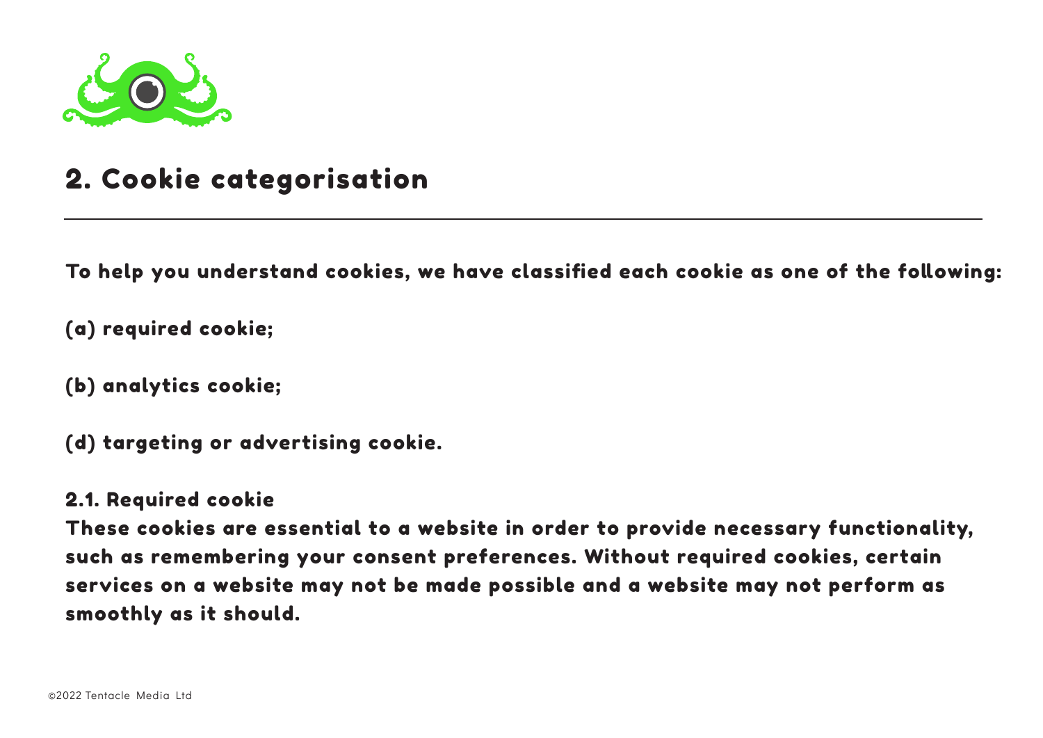## 2. Cookie categorisation

To help you understand cookies, we have classified each cookie as one of the following:

(a) required cookie;

(b) analytics cookie;

(d) targeting or advertising cookie.

### 2.1. Required cookie

These cookies are essential to a website in order to provide necessary functionality, such as remembering your consent preferences. Without required cookies, certain services on a website may not be made possible and a website may not perform as smoothly as it should.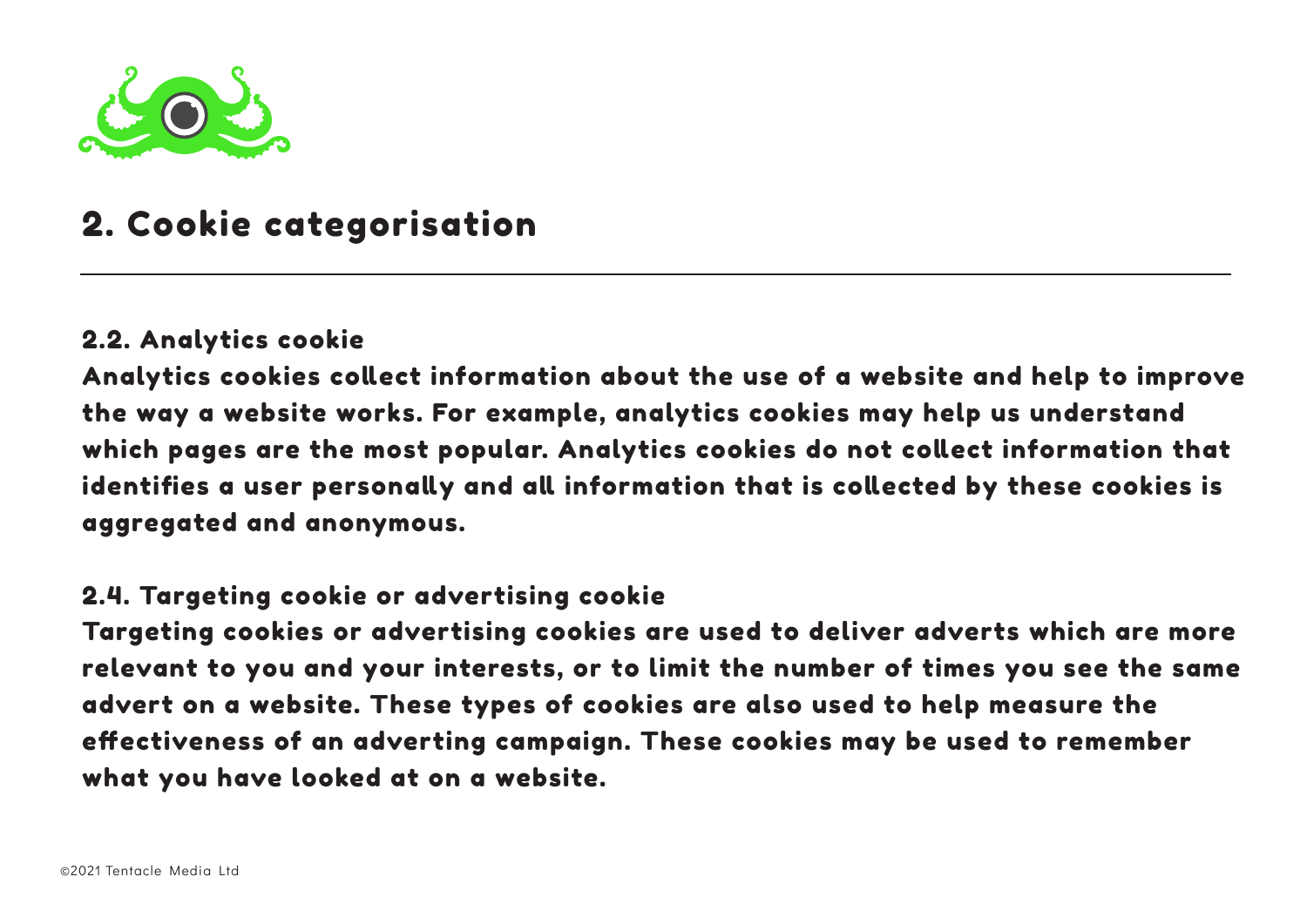## 2. Cookie categorisation

### 2.2. Analytics cookie

Analytics cookies collect information about the use of a website and help to improve the way a website works. For example, analytics cookies may help us understand which pages are the most popular. Analytics cookies do not collect information that identifies a user personally and all information that is collected by these cookies is aggregated and anonymous.

### 2.4. Targeting cookie or advertising cookie

Targeting cookies or advertising cookies are used to deliver adverts which are more relevant to you and your interests, or to limit the number of times you see the same advert on a website. These types of cookies are also used to help measure the effectiveness of an adverting campaign. These cookies may be used to remember what you have looked at on a website.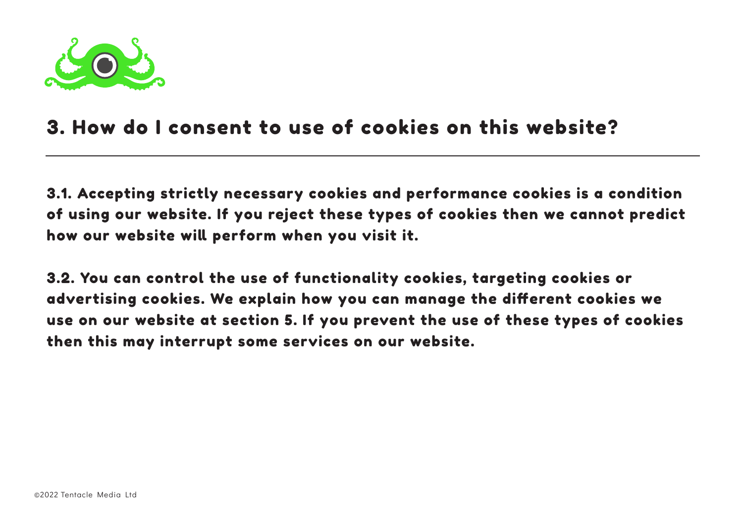# 3. How do I consent to use of cookies on this website?

3.1. Accepting strictly necessary cookies and performance cookies is a condition of using our website. If you reject these types of cookies then we cannot predict how our website will perform when you visit it.

3.2. You can control the use of functionality cookies, targeting cookies or advertising cookies. We explain how you can manage the different cookies we use on our website at section 5. If you prevent the use of these types of cookies then this may interrupt some services on our website.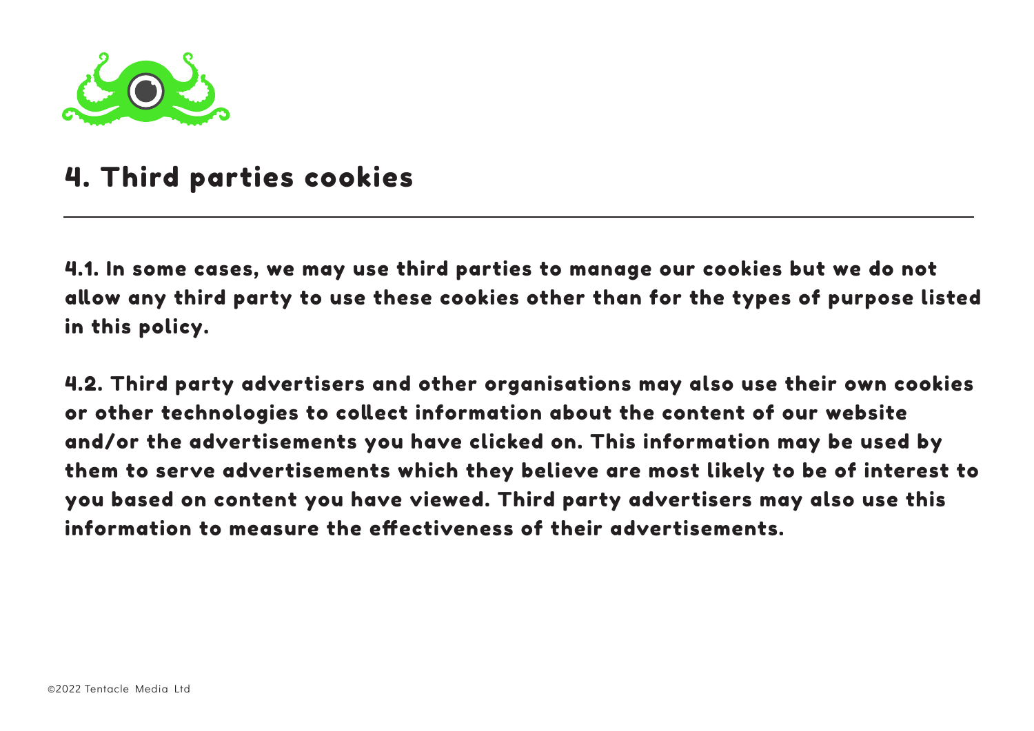# 4. Third parties cookies

---

4.1. In some cases, we may use third parties to manage our cookies but we do not allow any third party to use these cookies other than for the types of purpose listed in this policy.

4.2. Third party advertisers and other organisations may also use their own cookies or other technologies to collect information about the content of our website and/or the advertisements you have clicked on. This information may be used by them to serve advertisements which they believe are most likely to be of interest to you based on content you have viewed. Third party advertisers may also use this information to measure the effectiveness of their advertisements.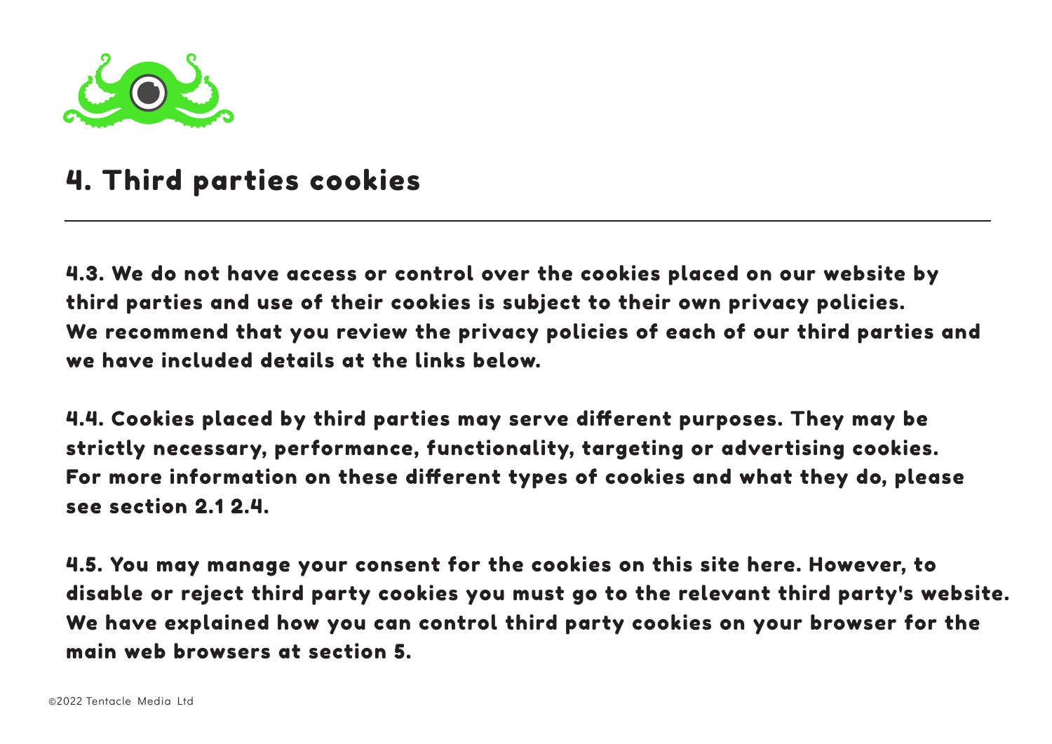# 4. Third parties cookies

---

4.3. We do not have access or control over the cookies placed on our website by third parties and use of their cookies is subject to their own privacy policies. We recommend that you review the privacy policies of each of our third parties and we have included details at the links below.

4.4. Cookies placed by third parties may serve different purposes. They may be strictly necessary, performance, functionality, targeting or advertising cookies. For more information on these different types of cookies and what they do, please see section 2.1 2.4.

4.5. You may manage your consent for the cookies on this site here. However, to disable or reject third party cookies you must go to the relevant third party's website. We have explained how you can control third party cookies on your browser for the main web browsers at section 5.

©2022 Tentacle Media Ltd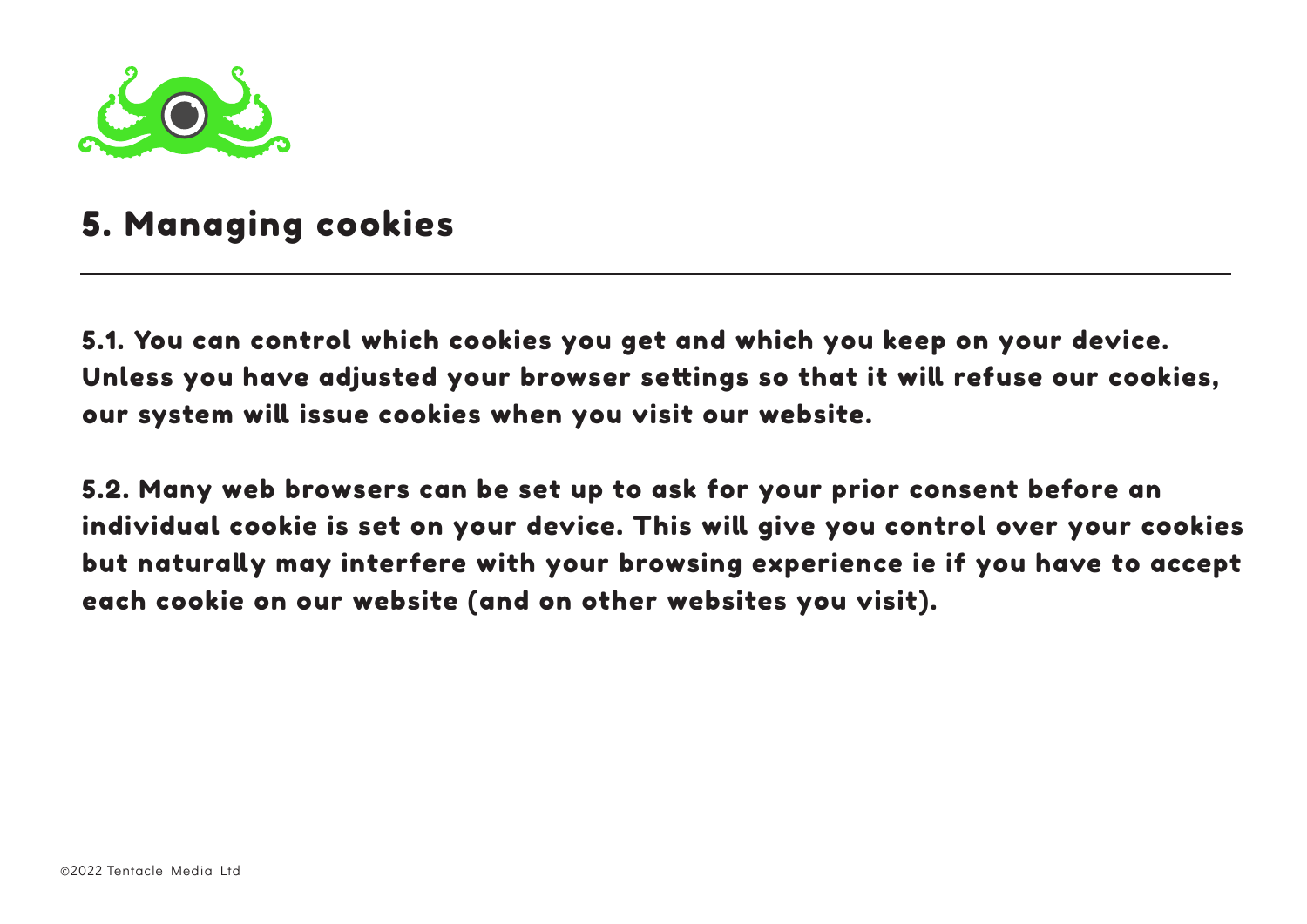# 5. Managing cookies

5.1. You can control which cookies you get and which you keep on your device. Unless you have adjusted your browser settings so that it will refuse our cookies, our system will issue cookies when you visit our website.

5.2. Many web browsers can be set up to ask for your prior consent before an individual cookie is set on your device. This will give you control over your cookies but naturally may interfere with your browsing experience ie if you have to accept each cookie on our website (and on other websites you visit).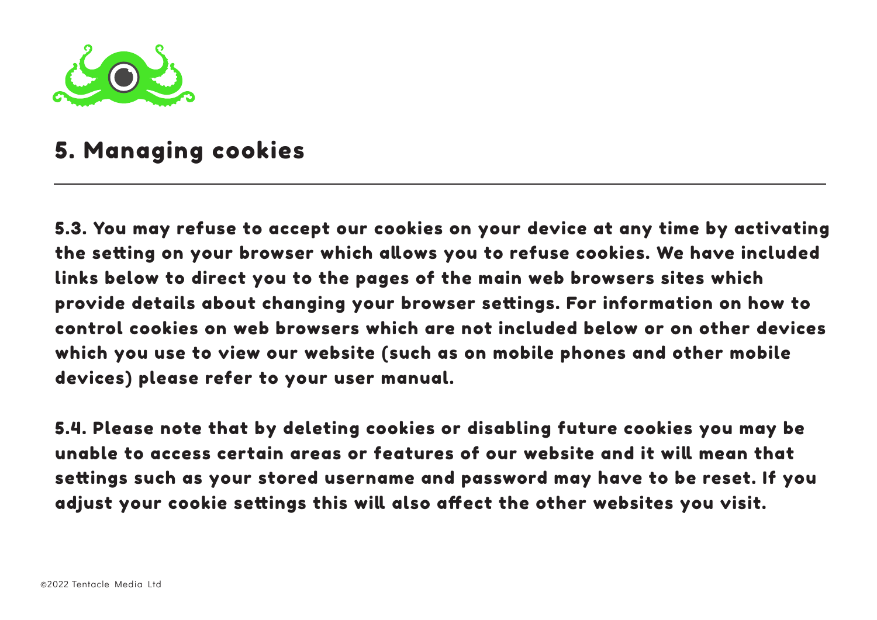## 5. Managing cookies

5.3. You may refuse to accept our cookies on your device at any time by activating the setting on your browser which allows you to refuse cookies. We have included links below to direct you to the pages of the main web browsers sites which provide details about changing your browser settings. For information on how to control cookies on web browsers which are not included below or on other devices which you use to view our website (such as on mobile phones and other mobile devices) please refer to your user manual.

5.4. Please note that by deleting cookies or disabling future cookies you may be unable to access certain areas or features of our website and it will mean that settings such as your stored username and password may have to be reset. If you adjust your cookie settings this will also affect the other websites you visit.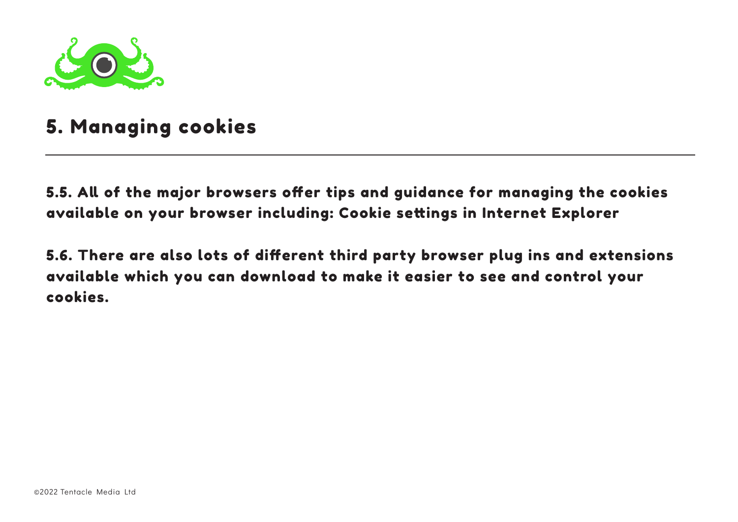## 5. Managing cookies

---

5.5. All of the major browsers offer tips and guidance for managing the cookies available on your browser including: Cookie settings in Internet Explorer

5.6. There are also lots of different third party browser plug ins and extensions available which you can download to make it easier to see and control your cookies.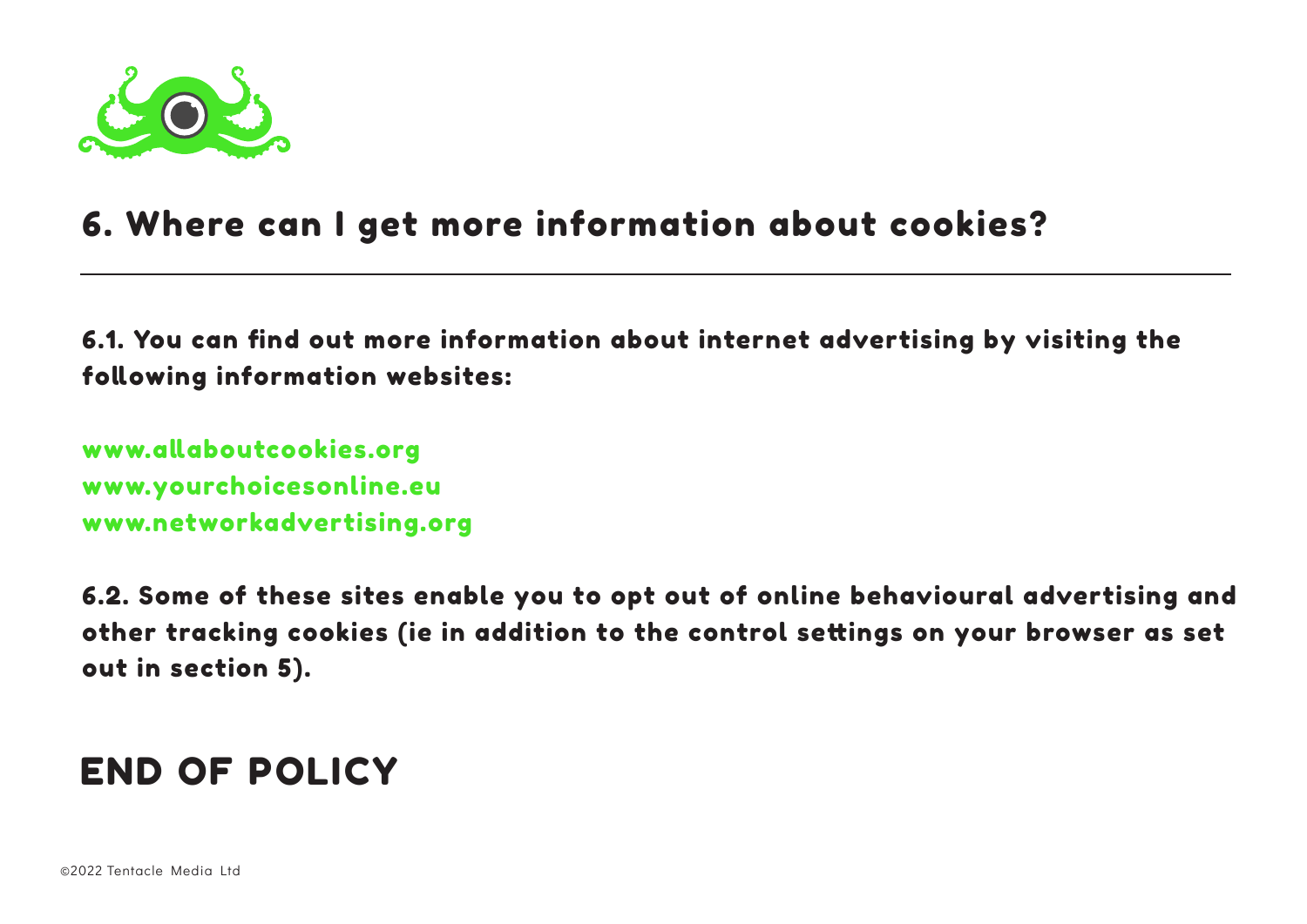## 6. Where can I get more information about cookies?

**6.1. You can find out more information about internet advertising by visiting the following information websites:**

www.allaboutcookies.org
www.yourchoicesonline.eu
www.networkadvertising.org

**6.2. Some of these sites enable you to opt out of online behavioural advertising and other tracking cookies (ie in addition to the control settings on your browser as set out in section 5).**

# END OF POLICY

©2022 Tentacle Media Ltd